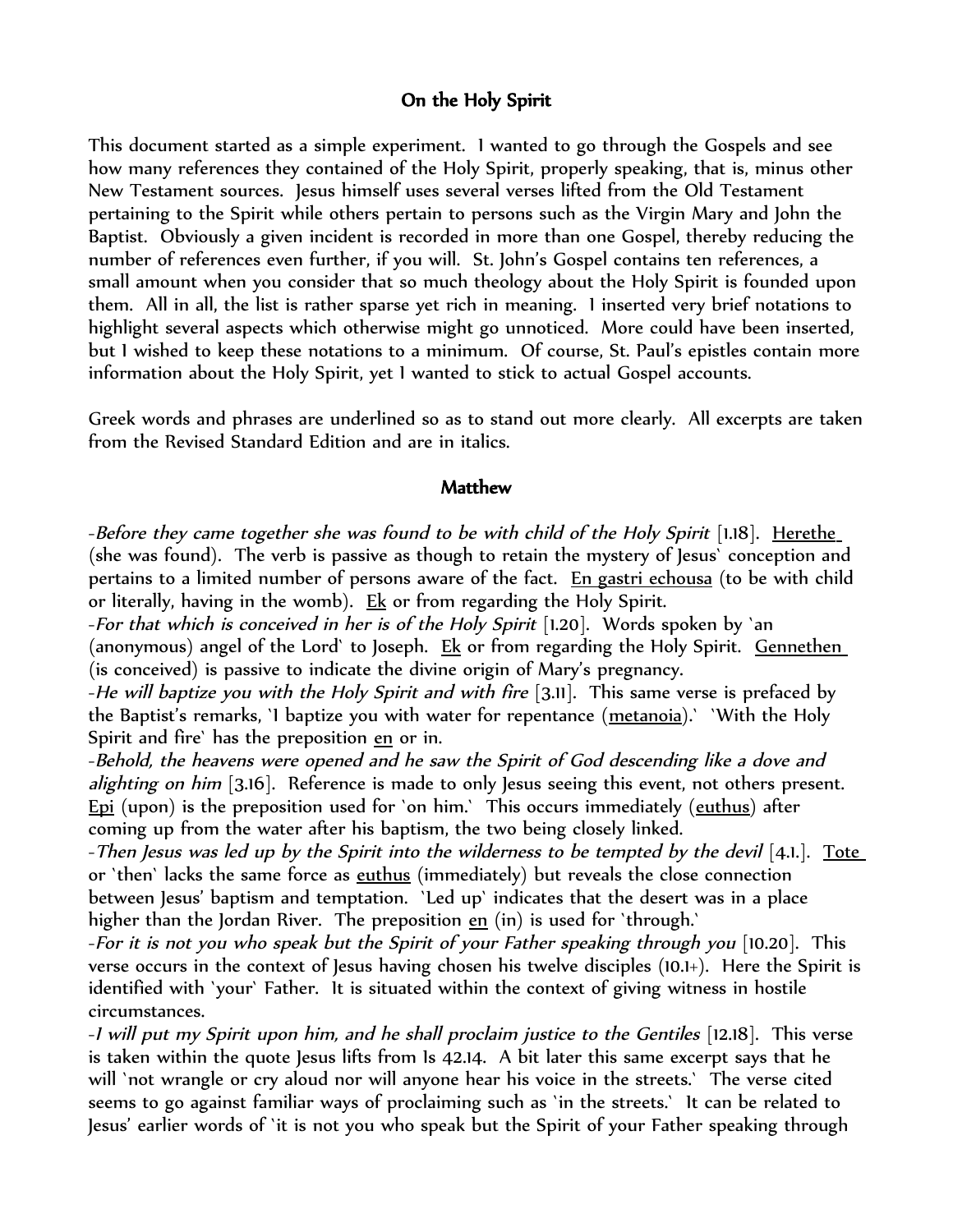## On the Holy Spirit

This document started as a simple experiment. I wanted to go through the Gospels and see how many references they contained of the Holy Spirit, properly speaking, that is, minus other New Testament sources. Jesus himself uses several verses lifted from the Old Testament pertaining to the Spirit while others pertain to persons such as the Virgin Mary and John the Baptist. Obviously a given incident is recorded in more than one Gospel, thereby reducing the number of references even further, if you will. St. John's Gospel contains ten references, a small amount when you consider that so much theology about the Holy Spirit is founded upon them. All in all, the list is rather sparse yet rich in meaning. I inserted very brief notations to highlight several aspects which otherwise might go unnoticed. More could have been inserted, but I wished to keep these notations to a minimum. Of course, St. Paul's epistles contain more information about the Holy Spirit, yet I wanted to stick to actual Gospel accounts.

Greek words and phrases are underlined so as to stand out more clearly. All excerpts are taken from the Revised Standard Edition and are in italics.

### Matthew

-*Before they came together she was found to be with child of the Holy Spirit* [1.18]. Herethe (she was found). The verb is passive as though to retain the mystery of Jesus' conception and pertains to a limited number of persons aware of the fact. En gastri echousa (to be with child or literally, having in the womb). Ek or from regarding the Holy Spirit.

-*For that which is conceived in her is of the Holy Spirit* [1.20]. Words spoken by 'an (anonymous) angel of the Lord' to Joseph. Ek or from regarding the Holy Spirit. Gennethen (is conceived) is passive to indicate the divine origin of Mary's pregnancy.

-*He will baptize you with the Holy Spirit and with fire* [3.11]. This same verse is prefaced by the Baptist's remarks, 'I baptize you with water for repentance (metanoia).' 'With the Holy Spirit and fire' has the preposition en or in.

-*Behold, the heavens were opened and he saw the Spirit of God descending like a dove and alighting on him* [3.16]. Reference is made to only Jesus seeing this event, not others present. Epi (upon) is the preposition used for 'on him.' This occurs immediately (euthus) after coming up from the water after his baptism, the two being closely linked.

-*Then Jesus was led up by the Spirit into the wilderness to be tempted by the devil* [4.1.]. Tote or 'then' lacks the same force as euthus (immediately) but reveals the close connection between Jesus' baptism and temptation. 'Led up' indicates that the desert was in a place higher than the Jordan River. The preposition en (in) is used for 'through.'

-*For it is not you who speak but the Spirit of your Father speaking through you* [10.20]. This verse occurs in the context of Jesus having chosen his twelve disciples (10.1+). Here the Spirit is identified with 'your' Father. It is situated within the context of giving witness in hostile circumstances.

-*I will put my Spirit upon him, and he shall proclaim justice to the Gentiles* [12.18]. This verse is taken within the quote Jesus lifts from Is 42.14. A bit later this same excerpt says that he will 'not wrangle or cry aloud nor will anyone hear his voice in the streets.' The verse cited seems to go against familiar ways of proclaiming such as 'in the streets.' It can be related to Jesus' earlier words of 'it is not you who speak but the Spirit of your Father speaking through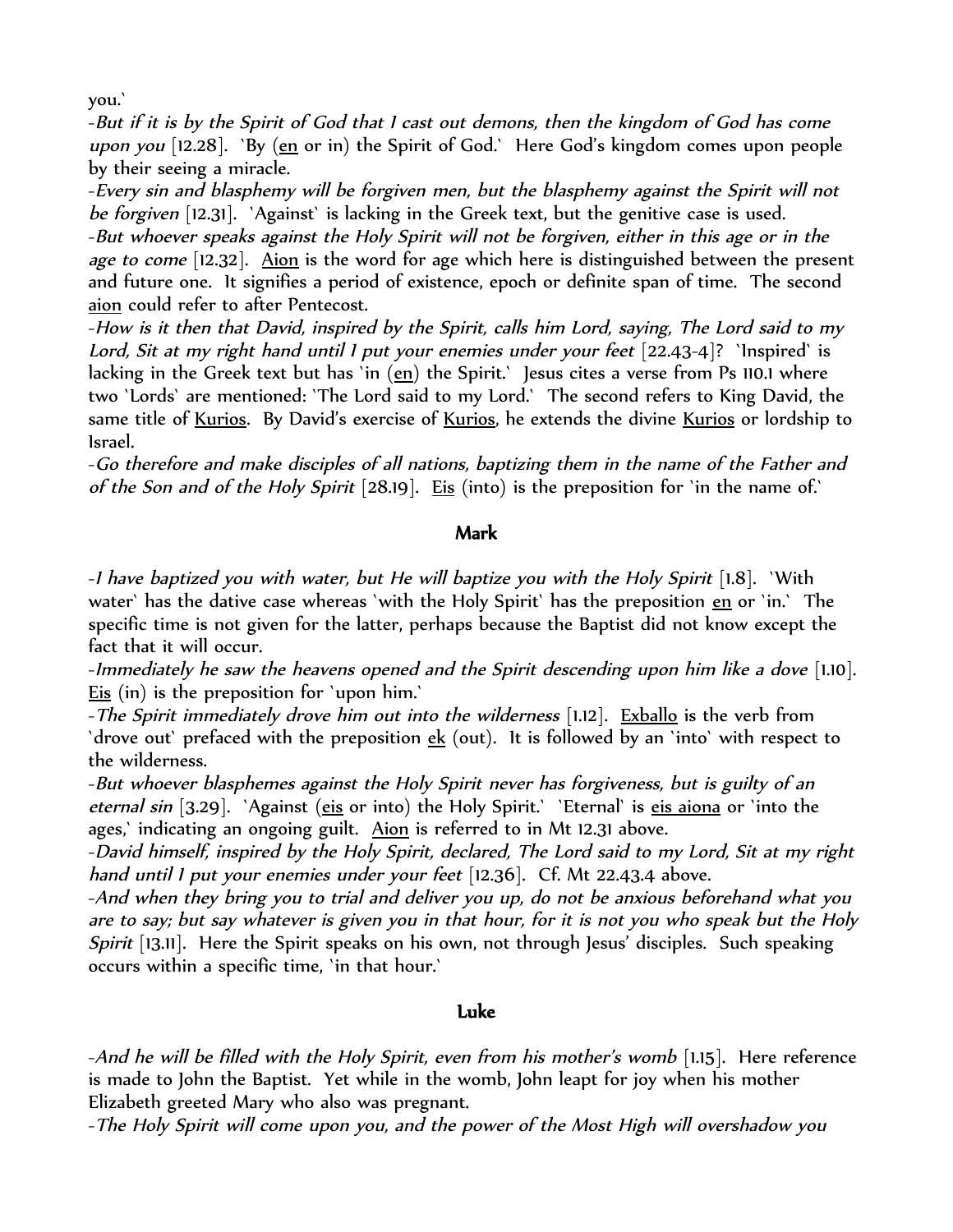you.`

-*But if it is by the Spirit of God that I cast out demons, then the kingdom of God has come upon you* [12.28]. `By (en or in) the Spirit of God.` Here God's kingdom comes upon people by their seeing a miracle.

-*Every sin and blasphemy will be forgiven men, but the blasphemy against the Spirit will not be forgiven* [12.31]. `Against` is lacking in the Greek text, but the genitive case is used.

-*But whoever speaks against the Holy Spirit will not be forgiven, either in this age or in the age to come* [12.32]. Aion is the word for age which here is distinguished between the present and future one. It signifies a period of existence, epoch or definite span of time. The second aion could refer to after Pentecost.

-*How is it then that David, inspired by the Spirit, calls him Lord, saying, The Lord said to my Lord, Sit at my right hand until I put your enemies under your feet* [22.43-4]? `Inspired` is lacking in the Greek text but has `in (en) the Spirit.` Jesus cites a verse from Ps 110.1 where two `Lords` are mentioned: `The Lord said to my Lord.` The second refers to King David, the same title of Kurios. By David's exercise of Kurios, he extends the divine Kurios or lordship to Israel.

-*Go therefore and make disciples of all nations, baptizing them in the name of the Father and of the Son and of the Holy Spirit* [28.19]. Eis (into) is the preposition for `in the name of.`

## Mark

-*I have baptized you with water, but He will baptize you with the Holy Spirit* [1.8]. `With water` has the dative case whereas `with the Holy Spirit` has the preposition en or `in.` The specific time is not given for the latter, perhaps because the Baptist did not know except the fact that it will occur.

-*Immediately he saw the heavens opened and the Spirit descending upon him like a dove* [1.10]. Eis (in) is the preposition for `upon him.`

-*The Spirit immediately drove him out into the wilderness* [1.12]. Exballo is the verb from `drove out` prefaced with the preposition ek (out). It is followed by an `into` with respect to the wilderness.

-*But whoever blasphemes against the Holy Spirit never has forgiveness, but is guilty of an eternal sin* [3.29]. `Against (eis or into) the Holy Spirit.` `Eternal` is eis aiona or `into the ages,` indicating an ongoing guilt. Aion is referred to in Mt 12.31 above.

-*David himself, inspired by the Holy Spirit, declared, The Lord said to my Lord, Sit at my right hand until I put your enemies under your feet* [12.36]. Cf. Mt 22.43.4 above.

-*And when they bring you to trial and deliver you up, do not be anxious beforehand what you are to say; but say whatever is given you in that hour, for it is not you who speak but the Holy Spirit* [13.11]. Here the Spirit speaks on his own, not through Jesus' disciples. Such speaking occurs within a specific time, `in that hour.`

## Luke

-*And he will be filled with the Holy Spirit, even from his mother's womb* [1.15]. Here reference is made to John the Baptist. Yet while in the womb, John leapt for joy when his mother Elizabeth greeted Mary who also was pregnant.

-*The Holy Spirit will come upon you, and the power of the Most High will overshadow you*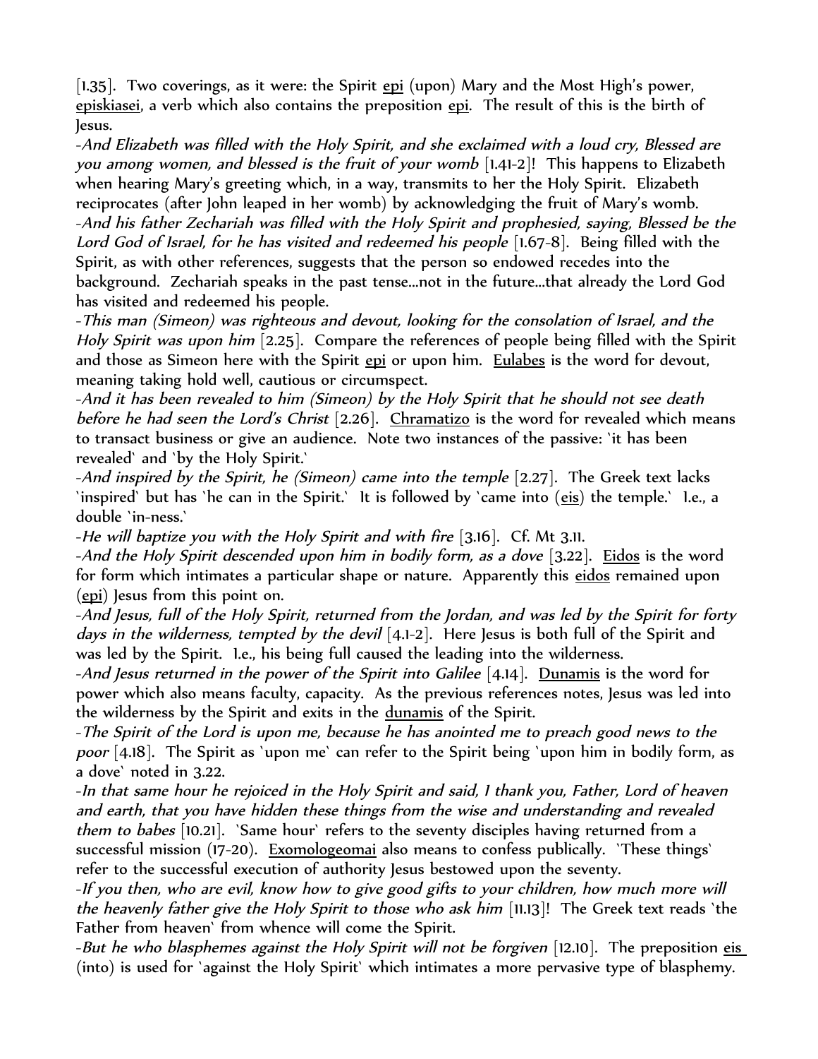[1.35]. Two coverings, as it were: the Spirit <u>epi</u> (upon) Mary and the Most High's power, <u>episkiasei</u>, a verb which also contains the preposition <u>epi</u>. The result of this is the birth of Jesus.

-*And Elizabeth was filled with the Holy Spirit, and she exclaimed with a loud cry, Blessed are you among women, and blessed is the fruit of your womb* [1.41-2]! This happens to Elizabeth when hearing Mary's greeting which, in a way, transmits to her the Holy Spirit. Elizabeth reciprocates (after John leaped in her womb) by acknowledging the fruit of Mary's womb.

-*And his father Zechariah was filled with the Holy Spirit and prophesied, saying, Blessed be the Lord God of Israel, for he has visited and redeemed his people* [1.67-8]. Being filled with the Spirit, as with other references, suggests that the person so endowed recedes into the background. Zechariah speaks in the past tense...not in the future...that already the Lord God has visited and redeemed his people.

-*This man (Simeon) was righteous and devout, looking for the consolation of Israel, and the Holy Spirit was upon him* [2.25]. Compare the references of people being filled with the Spirit and those as Simeon here with the Spirit <u>epi</u> or upon him. <u>Eulabes</u> is the word for devout, meaning taking hold well, cautious or circumspect.

-*And it has been revealed to him (Simeon) by the Holy Spirit that he should not see death before he had seen the Lord's Christ* [2.26]. <u>Chramatizo</u> is the word for revealed which means to transact business or give an audience. Note two instances of the passive: 'it has been revealed' and 'by the Holy Spirit.'

-*And inspired by the Spirit, he (Simeon) came into the temple* [2.27]. The Greek text lacks 'inspired' but has 'he can in the Spirit.' It is followed by 'came into (<u>eis</u>) the temple.' I.e., a double 'in-ness.'

-*He will baptize you with the Holy Spirit and with fire* [3.16]. Cf. Mt 3.11.

-*And the Holy Spirit descended upon him in bodily form, as a dove* [3.22]. <u>Eidos</u> is the word for form which intimates a particular shape or nature. Apparently this <u>eidos</u> remained upon (<u>epi</u>) Jesus from this point on.

-*And Jesus, full of the Holy Spirit, returned from the Jordan, and was led by the Spirit for forty days in the wilderness, tempted by the devil* [4.1-2]. Here Jesus is both full of the Spirit and was led by the Spirit. I.e., his being full caused the leading into the wilderness.

-*And Jesus returned in the power of the Spirit into Galilee* [4.14]. <u>Dunamis</u> is the word for power which also means faculty, capacity. As the previous references notes, Jesus was led into the wilderness by the Spirit and exits in the <u>dunamis</u> of the Spirit.

-*The Spirit of the Lord is upon me, because he has anointed me to preach good news to the poor* [4.18]. The Spirit as 'upon me' can refer to the Spirit being 'upon him in bodily form, as a dove' noted in 3.22.

-*In that same hour he rejoiced in the Holy Spirit and said, I thank you, Father, Lord of heaven and earth, that you have hidden these things from the wise and understanding and revealed them to babes* [10.21]. 'Same hour' refers to the seventy disciples having returned from a successful mission (17-20). <u>Exomologeomai</u> also means to confess publically. 'These things' refer to the successful execution of authority Jesus bestowed upon the seventy.

-*If you then, who are evil, know how to give good gifts to your children, how much more will the heavenly father give the Holy Spirit to those who ask him* [11.13]! The Greek text reads 'the Father from heaven' from whence will come the Spirit.

-*But he who blasphemes against the Holy Spirit will not be forgiven* [12.10]. The preposition <u>eis</u> (into) is used for 'against the Holy Spirit' which intimates a more pervasive type of blasphemy.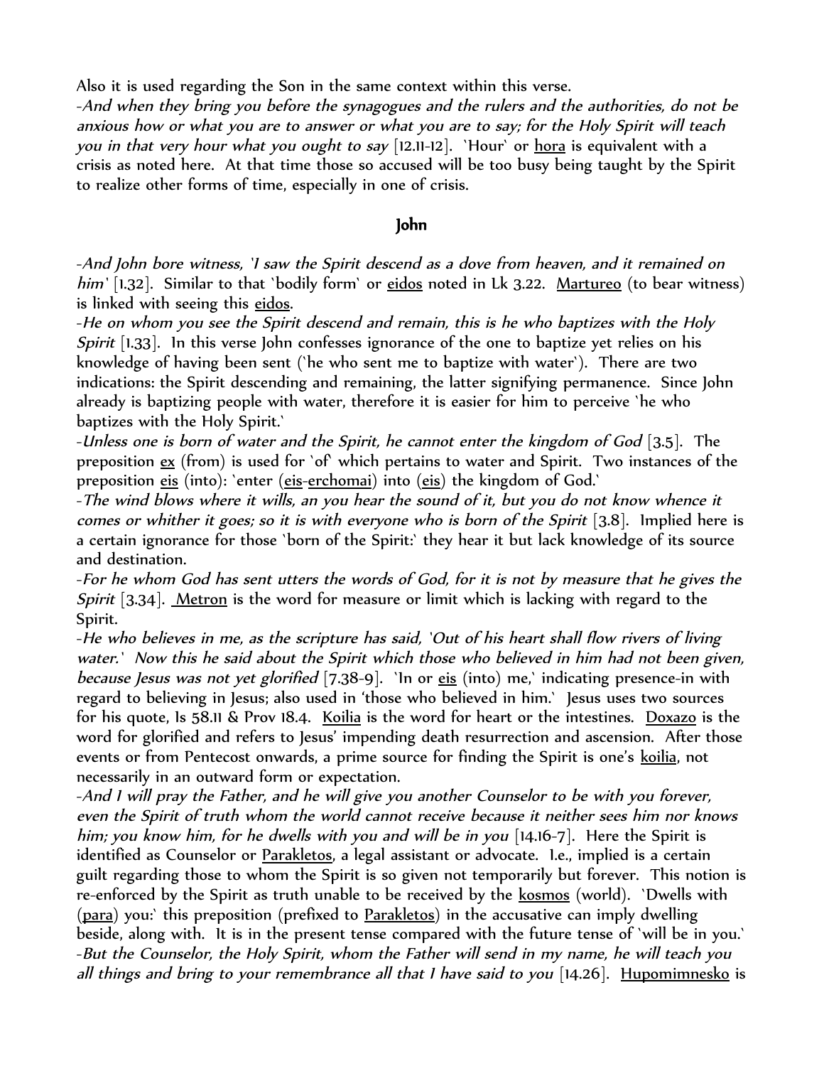Also it is used regarding the Son in the same context within this verse.

-*And when they bring you before the synagogues and the rulers and the authorities, do not be anxious how or what you are to answer or what you are to say; for the Holy Spirit will teach you in that very hour what you ought to say* [12.11-12]. `Hour` or <u>hora</u> is equivalent with a crisis as noted here. At that time those so accused will be too busy being taught by the Spirit to realize other forms of time, especially in one of crisis.

## John

-*And John bore witness, 'I saw the Spirit descend as a dove from heaven, and it remained on him'* [1.32]. Similar to that `bodily form` or <u>eidos</u> noted in Lk 3.22. <u>Martureo</u> (to bear witness) is linked with seeing this <u>eidos</u>.

-*He on whom you see the Spirit descend and remain, this is he who baptizes with the Holy Spirit* [1.33]. In this verse John confesses ignorance of the one to baptize yet relies on his knowledge of having been sent (`he who sent me to baptize with water`). There are two indications: the Spirit descending and remaining, the latter signifying permanence. Since John already is baptizing people with water, therefore it is easier for him to perceive `he who baptizes with the Holy Spirit.`

-*Unless one is born of water and the Spirit, he cannot enter the kingdom of God* [3.5]. The preposition <u>ex</u> (from) is used for `of` which pertains to water and Spirit. Two instances of the preposition <u>eis</u> (into): `enter (<u>eis</u>-<u>erchomai</u>) into (<u>eis</u>) the kingdom of God.`

-*The wind blows where it wills, an you hear the sound of it, but you do not know whence it comes or whither it goes; so it is with everyone who is born of the Spirit* [3.8]. Implied here is a certain ignorance for those `born of the Spirit:` they hear it but lack knowledge of its source and destination.

-*For he whom God has sent utters the words of God, for it is not by measure that he gives the Spirit* [3.34]. <u>Metron</u> is the word for measure or limit which is lacking with regard to the Spirit.

-*He who believes in me, as the scripture has said, 'Out of his heart shall flow rivers of living water.' Now this he said about the Spirit which those who believed in him had not been given, because Jesus was not yet glorified* [7.38-9]. `In or <u>eis</u> (into) me,` indicating presence-in with regard to believing in Jesus; also used in 'those who believed in him.' Jesus uses two sources for his quote, Is 58.11 & Prov 18.4. <u>Koilia</u> is the word for heart or the intestines. <u>Doxazo</u> is the word for glorified and refers to Jesus' impending death resurrection and ascension. After those events or from Pentecost onwards, a prime source for finding the Spirit is one's <u>koilia</u>, not necessarily in an outward form or expectation.

-*And I will pray the Father, and he will give you another Counselor to be with you forever, even the Spirit of truth whom the world cannot receive because it neither sees him nor knows him; you know him, for he dwells with you and will be in you* [14.16-7]. Here the Spirit is identified as Counselor or <u>Parakletos</u>, a legal assistant or advocate. I.e., implied is a certain guilt regarding those to whom the Spirit is so given not temporarily but forever. This notion is re-enforced by the Spirit as truth unable to be received by the <u>kosmos</u> (world). `Dwells with (<u>para</u>) you:` this preposition (prefixed to <u>Parakletos</u>) in the accusative can imply dwelling beside, along with. It is in the present tense compared with the future tense of `will be in you.`

-*But the Counselor, the Holy Spirit, whom the Father will send in my name, he will teach you all things and bring to your remembrance all that I have said to you* [14.26]. <u>Hupomimnesko</u> is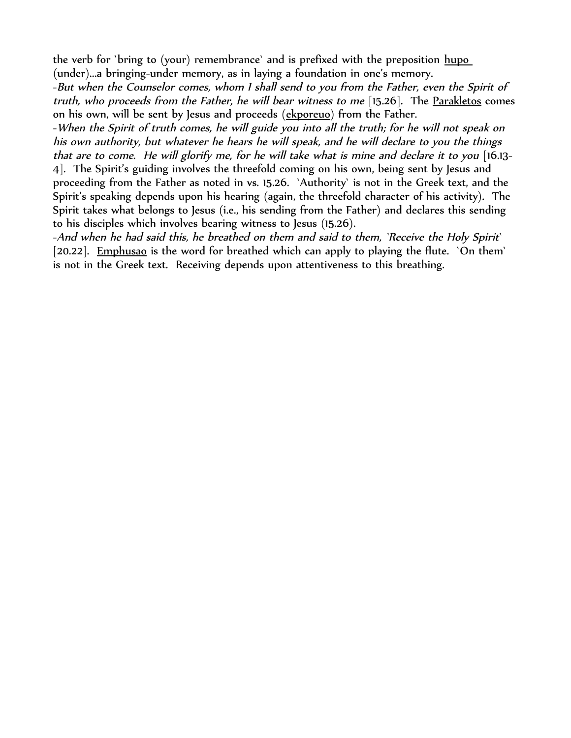the verb for `bring to (your) remembrance` and is prefixed with the preposition <u>hupo</u> (under)…a bringing-under memory, as in laying a foundation in one's memory.

-*But when the Counselor comes, whom I shall send to you from the Father, even the Spirit of truth, who proceeds from the Father, he will bear witness to me* [15.26]. The <u>Parakletos</u> comes on his own, will be sent by Jesus and proceeds (<u>ekporeuo</u>) from the Father.

-*When the Spirit of truth comes, he will guide you into all the truth; for he will not speak on his own authority, but whatever he hears he will speak, and he will declare to you the things that are to come. He will glorify me, for he will take what is mine and declare it to you* [16.13-4]. The Spirit's guiding involves the threefold coming on his own, being sent by Jesus and proceeding from the Father as noted in vs. 15.26. `Authority` is not in the Greek text, and the Spirit's speaking depends upon his hearing (again, the threefold character of his activity). The Spirit takes what belongs to Jesus (i.e., his sending from the Father) and declares this sending to his disciples which involves bearing witness to Jesus (15.26).

-*And when he had said this, he breathed on them and said to them, `Receive the Holy Spirit`* [20.22]. <u>Emphusao</u> is the word for breathed which can apply to playing the flute. `On them` is not in the Greek text. Receiving depends upon attentiveness to this breathing.